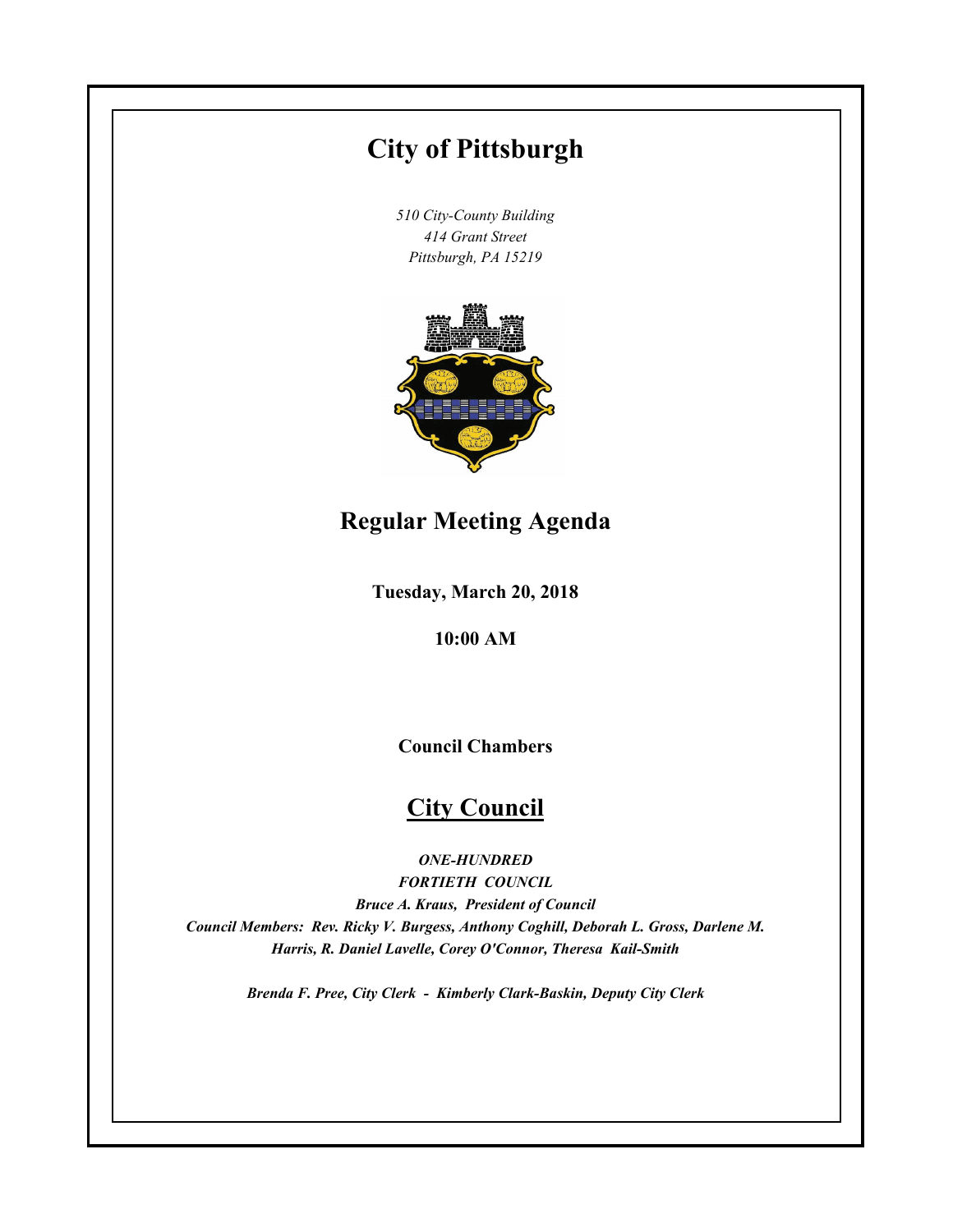# City of Pittsburgh

*510 City-County Building*
*414 Grant Street*
*Pittsburgh, PA 15219*

## Regular Meeting Agenda

**Tuesday, March 20, 2018**

**10:00 AM**

**Council Chambers**

## City Council

***ONE-HUNDRED***
***FORTIETH COUNCIL***
***Bruce A. Kraus, President of Council***
***Council Members: Rev. Ricky V. Burgess, Anthony Coghill, Deborah L. Gross, Darlene M. Harris, R. Daniel Lavelle, Corey O'Connor, Theresa Kail-Smith***

***Brenda F. Pree, City Clerk - Kimberly Clark-Baskin, Deputy City Clerk***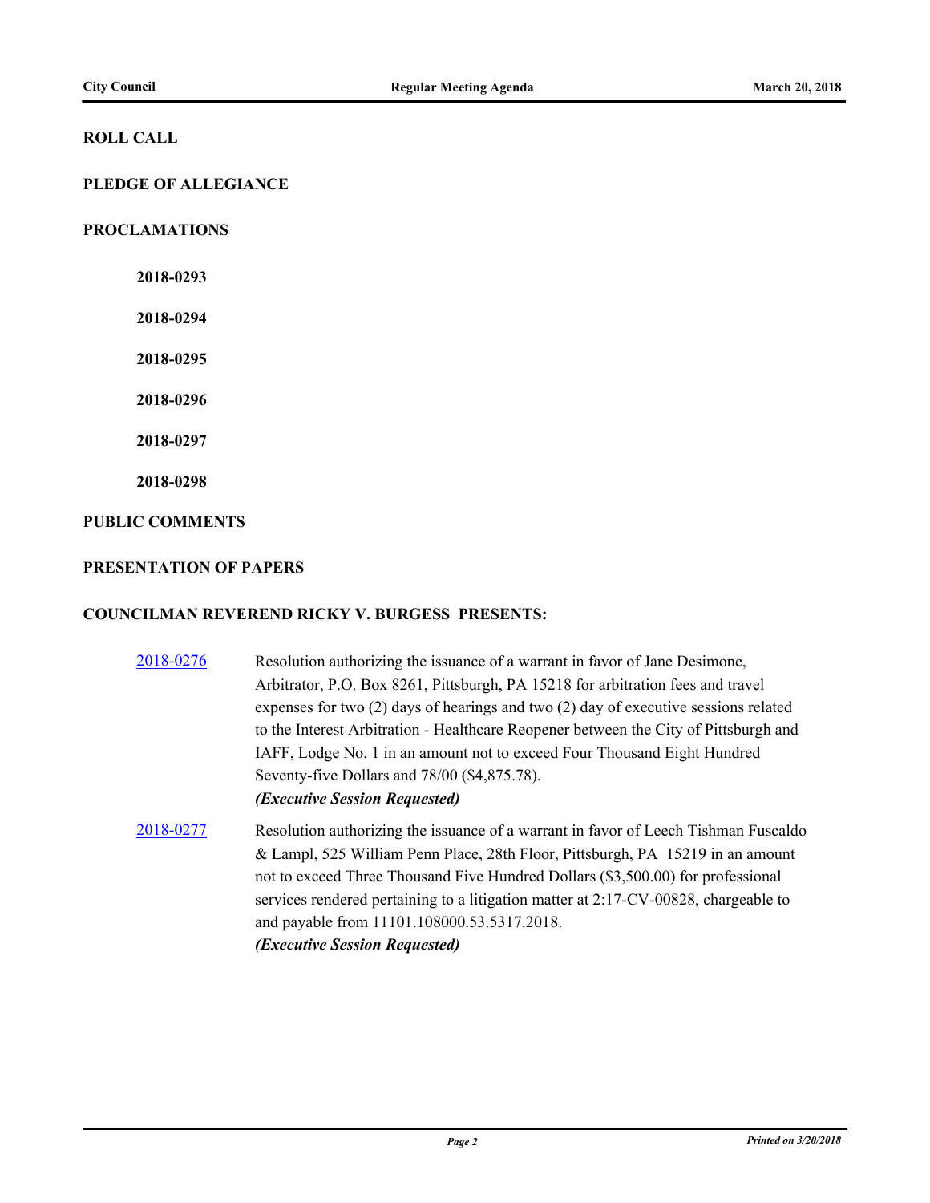## ROLL CALL

## PLEDGE OF ALLEGIANCE

## PROCLAMATIONS

**2018-0293**

**2018-0294**

**2018-0295**

**2018-0296**

**2018-0297**

**2018-0298**

## PUBLIC COMMENTS

## PRESENTATION OF PAPERS

## COUNCILMAN REVEREND RICKY V. BURGESS PRESENTS:

**2018-0276** — Resolution authorizing the issuance of a warrant in favor of Jane Desimone, Arbitrator, P.O. Box 8261, Pittsburgh, PA 15218 for arbitration fees and travel expenses for two (2) days of hearings and two (2) day of executive sessions related to the Interest Arbitration - Healthcare Reopener between the City of Pittsburgh and IAFF, Lodge No. 1 in an amount not to exceed Four Thousand Eight Hundred Seventy-five Dollars and 78/00 ($4,875.78).
***(Executive Session Requested)***

**2018-0277** — Resolution authorizing the issuance of a warrant in favor of Leech Tishman Fuscaldo & Lampl, 525 William Penn Place, 28th Floor, Pittsburgh, PA 15219 in an amount not to exceed Three Thousand Five Hundred Dollars ($3,500.00) for professional services rendered pertaining to a litigation matter at 2:17-CV-00828, chargeable to and payable from 11101.108000.53.5317.2018.
***(Executive Session Requested)***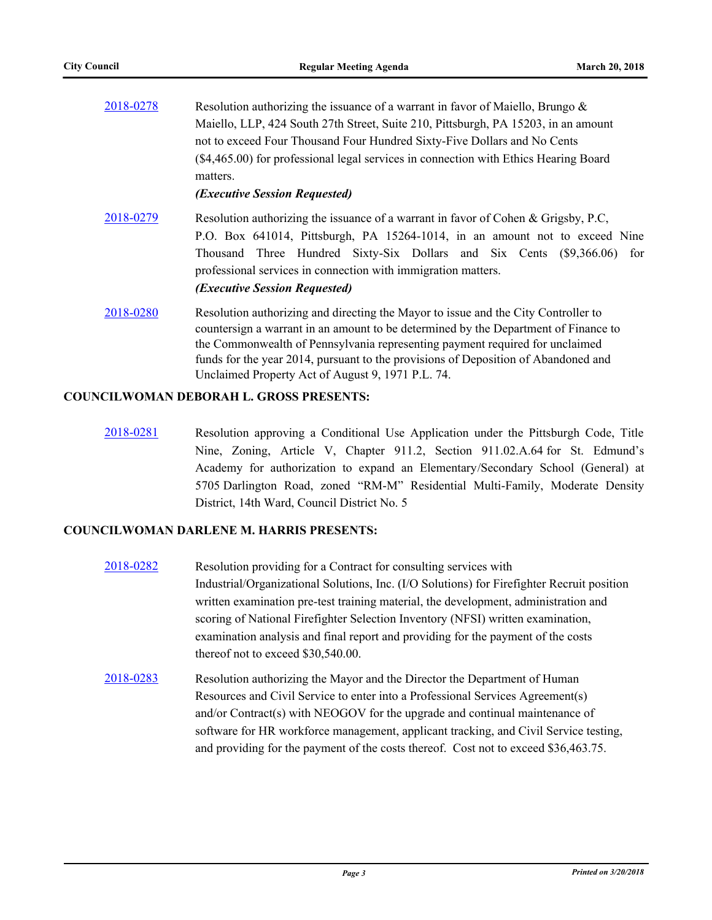2018-0278 Resolution authorizing the issuance of a warrant in favor of Maiello, Brungo & Maiello, LLP, 424 South 27th Street, Suite 210, Pittsburgh, PA 15203, in an amount not to exceed Four Thousand Four Hundred Sixty-Five Dollars and No Cents ($4,465.00) for professional legal services in connection with Ethics Hearing Board matters.

***(Executive Session Requested)***

2018-0279 Resolution authorizing the issuance of a warrant in favor of Cohen & Grigsby, P.C, P.O. Box 641014, Pittsburgh, PA 15264-1014, in an amount not to exceed Nine Thousand Three Hundred Sixty-Six Dollars and Six Cents ($9,366.06) for professional services in connection with immigration matters.

***(Executive Session Requested)***

2018-0280 Resolution authorizing and directing the Mayor to issue and the City Controller to countersign a warrant in an amount to be determined by the Department of Finance to the Commonwealth of Pennsylvania representing payment required for unclaimed funds for the year 2014, pursuant to the provisions of Deposition of Abandoned and Unclaimed Property Act of August 9, 1971 P.L. 74.

**COUNCILWOMAN DEBORAH L. GROSS PRESENTS:**

2018-0281 Resolution approving a Conditional Use Application under the Pittsburgh Code, Title Nine, Zoning, Article V, Chapter 911.2, Section 911.02.A.64 for St. Edmund's Academy for authorization to expand an Elementary/Secondary School (General) at 5705 Darlington Road, zoned "RM-M" Residential Multi-Family, Moderate Density District, 14th Ward, Council District No. 5

**COUNCILWOMAN DARLENE M. HARRIS PRESENTS:**

2018-0282 Resolution providing for a Contract for consulting services with Industrial/Organizational Solutions, Inc. (I/O Solutions) for Firefighter Recruit position written examination pre-test training material, the development, administration and scoring of National Firefighter Selection Inventory (NFSI) written examination, examination analysis and final report and providing for the payment of the costs thereof not to exceed $30,540.00.

2018-0283 Resolution authorizing the Mayor and the Director the Department of Human Resources and Civil Service to enter into a Professional Services Agreement(s) and/or Contract(s) with NEOGOV for the upgrade and continual maintenance of software for HR workforce management, applicant tracking, and Civil Service testing, and providing for the payment of the costs thereof. Cost not to exceed $36,463.75.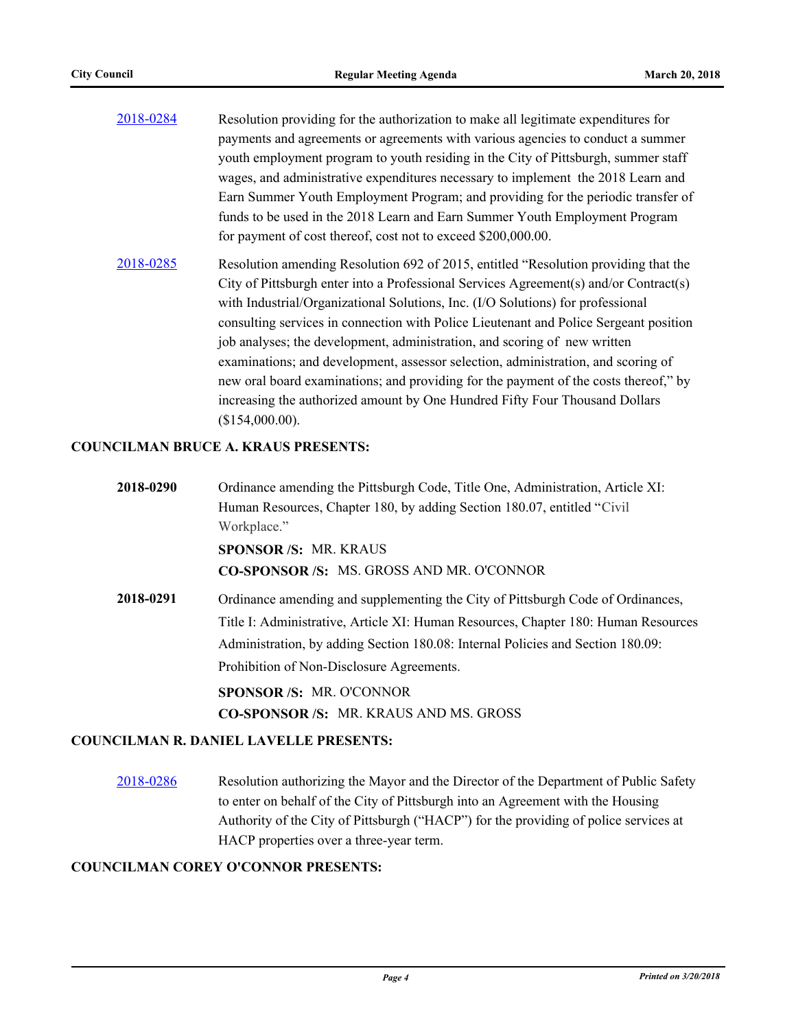[2018-0284] Resolution providing for the authorization to make all legitimate expenditures for payments and agreements or agreements with various agencies to conduct a summer youth employment program to youth residing in the City of Pittsburgh, summer staff wages, and administrative expenditures necessary to implement the 2018 Learn and Earn Summer Youth Employment Program; and providing for the periodic transfer of funds to be used in the 2018 Learn and Earn Summer Youth Employment Program for payment of cost thereof, cost not to exceed $200,000.00.

[2018-0285] Resolution amending Resolution 692 of 2015, entitled "Resolution providing that the City of Pittsburgh enter into a Professional Services Agreement(s) and/or Contract(s) with Industrial/Organizational Solutions, Inc. (I/O Solutions) for professional consulting services in connection with Police Lieutenant and Police Sergeant position job analyses; the development, administration, and scoring of new written examinations; and development, assessor selection, administration, and scoring of new oral board examinations; and providing for the payment of the costs thereof," by increasing the authorized amount by One Hundred Fifty Four Thousand Dollars ($154,000.00).

**COUNCILMAN BRUCE A. KRAUS PRESENTS:**

**2018-0290** Ordinance amending the Pittsburgh Code, Title One, Administration, Article XI: Human Resources, Chapter 180, by adding Section 180.07, entitled "Civil Workplace."

**SPONSOR /S:** MR. KRAUS
**CO-SPONSOR /S:** MS. GROSS AND MR. O'CONNOR

**2018-0291** Ordinance amending and supplementing the City of Pittsburgh Code of Ordinances, Title I: Administrative, Article XI: Human Resources, Chapter 180: Human Resources Administration, by adding Section 180.08: Internal Policies and Section 180.09: Prohibition of Non-Disclosure Agreements.

**SPONSOR /S:** MR. O'CONNOR
**CO-SPONSOR /S:** MR. KRAUS AND MS. GROSS

**COUNCILMAN R. DANIEL LAVELLE PRESENTS:**

[2018-0286] Resolution authorizing the Mayor and the Director of the Department of Public Safety to enter on behalf of the City of Pittsburgh into an Agreement with the Housing Authority of the City of Pittsburgh ("HACP") for the providing of police services at HACP properties over a three-year term.

**COUNCILMAN COREY O'CONNOR PRESENTS:**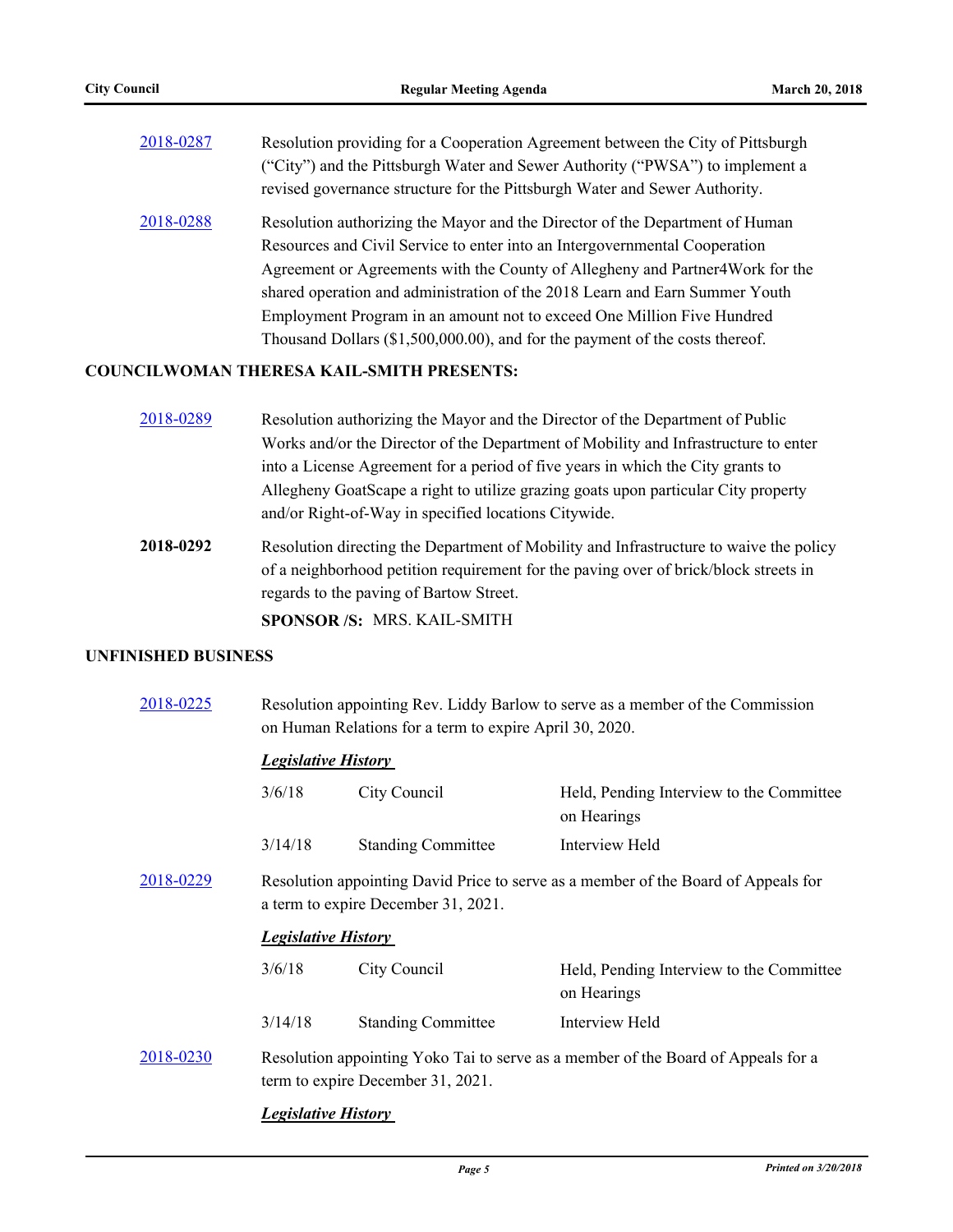[2018-0287](#) Resolution providing for a Cooperation Agreement between the City of Pittsburgh ("City") and the Pittsburgh Water and Sewer Authority ("PWSA") to implement a revised governance structure for the Pittsburgh Water and Sewer Authority.

[2018-0288](#) Resolution authorizing the Mayor and the Director of the Department of Human Resources and Civil Service to enter into an Intergovernmental Cooperation Agreement or Agreements with the County of Allegheny and Partner4Work for the shared operation and administration of the 2018 Learn and Earn Summer Youth Employment Program in an amount not to exceed One Million Five Hundred Thousand Dollars ($1,500,000.00), and for the payment of the costs thereof.

**COUNCILWOMAN THERESA KAIL-SMITH PRESENTS:**

[2018-0289](#) Resolution authorizing the Mayor and the Director of the Department of Public Works and/or the Director of the Department of Mobility and Infrastructure to enter into a License Agreement for a period of five years in which the City grants to Allegheny GoatScape a right to utilize grazing goats upon particular City property and/or Right-of-Way in specified locations Citywide.

**2018-0292** Resolution directing the Department of Mobility and Infrastructure to waive the policy of a neighborhood petition requirement for the paving over of brick/block streets in regards to the paving of Bartow Street.

**SPONSOR /S:** MRS. KAIL-SMITH

**UNFINISHED BUSINESS**

[2018-0225](#) Resolution appointing Rev. Liddy Barlow to serve as a member of the Commission on Human Relations for a term to expire April 30, 2020.

***Legislative History***

| | | |
|---|---|---|
| 3/6/18 | City Council | Held, Pending Interview to the Committee on Hearings |
| 3/14/18 | Standing Committee | Interview Held |

[2018-0229](#) Resolution appointing David Price to serve as a member of the Board of Appeals for a term to expire December 31, 2021.

***Legislative History***

| | | |
|---|---|---|
| 3/6/18 | City Council | Held, Pending Interview to the Committee on Hearings |
| 3/14/18 | Standing Committee | Interview Held |

[2018-0230](#) Resolution appointing Yoko Tai to serve as a member of the Board of Appeals for a term to expire December 31, 2021.

***Legislative History***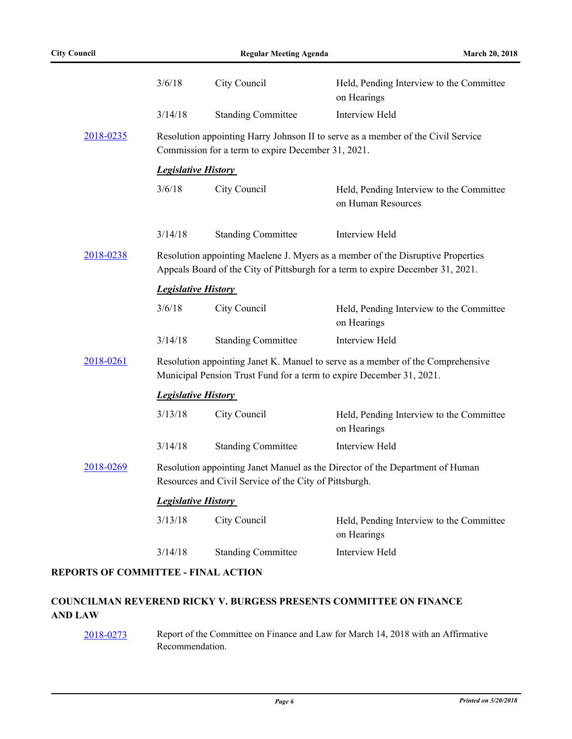| | | |
|---|---|---|
| 3/6/18 | City Council | Held, Pending Interview to the Committee on Hearings |
| 3/14/18 | Standing Committee | Interview Held |

2018-0235 Resolution appointing Harry Johnson II to serve as a member of the Civil Service Commission for a term to expire December 31, 2021.

***Legislative History***

| | | |
|---|---|---|
| 3/6/18 | City Council | Held, Pending Interview to the Committee on Human Resources |
| 3/14/18 | Standing Committee | Interview Held |

2018-0238 Resolution appointing Maelene J. Myers as a member of the Disruptive Properties Appeals Board of the City of Pittsburgh for a term to expire December 31, 2021.

***Legislative History***

| | | |
|---|---|---|
| 3/6/18 | City Council | Held, Pending Interview to the Committee on Hearings |
| 3/14/18 | Standing Committee | Interview Held |

2018-0261 Resolution appointing Janet K. Manuel to serve as a member of the Comprehensive Municipal Pension Trust Fund for a term to expire December 31, 2021.

***Legislative History***

| | | |
|---|---|---|
| 3/13/18 | City Council | Held, Pending Interview to the Committee on Hearings |
| 3/14/18 | Standing Committee | Interview Held |

2018-0269 Resolution appointing Janet Manuel as the Director of the Department of Human Resources and Civil Service of the City of Pittsburgh.

***Legislative History***

| | | |
|---|---|---|
| 3/13/18 | City Council | Held, Pending Interview to the Committee on Hearings |
| 3/14/18 | Standing Committee | Interview Held |

## REPORTS OF COMMITTEE - FINAL ACTION

## COUNCILMAN REVEREND RICKY V. BURGESS PRESENTS COMMITTEE ON FINANCE AND LAW

2018-0273 Report of the Committee on Finance and Law for March 14, 2018 with an Affirmative Recommendation.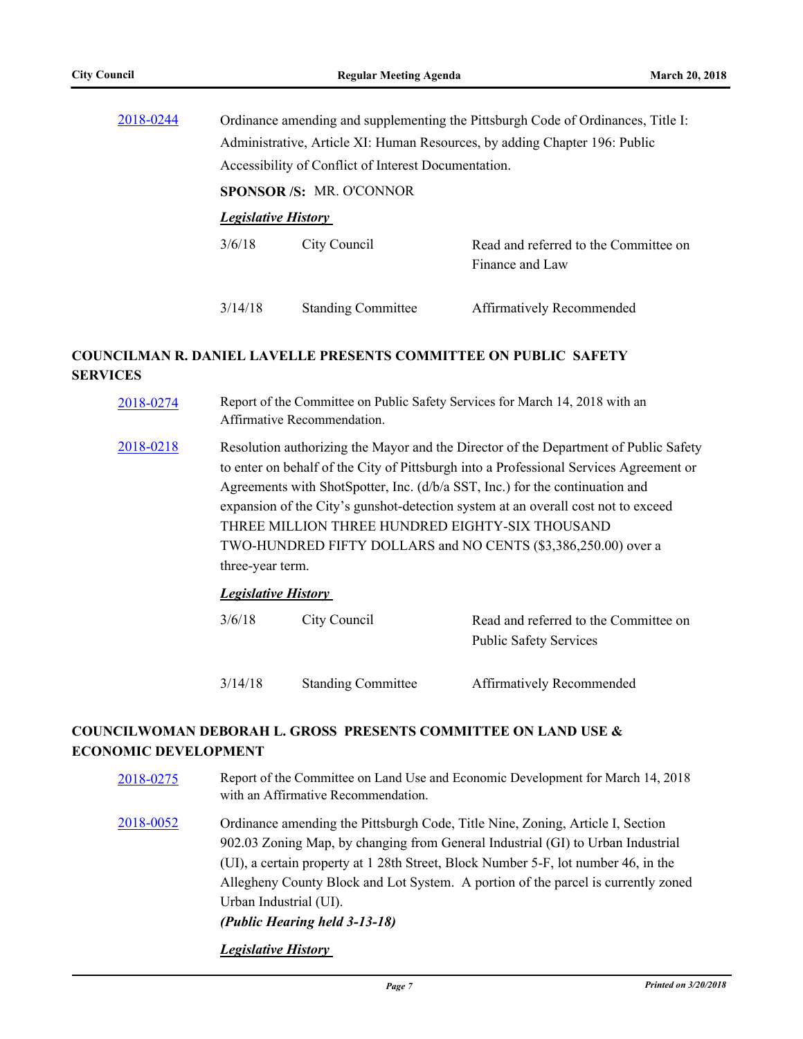**2018-0244** Ordinance amending and supplementing the Pittsburgh Code of Ordinances, Title I: Administrative, Article XI: Human Resources, by adding Chapter 196: Public Accessibility of Conflict of Interest Documentation.

**SPONSOR /S:** MR. O'CONNOR

***Legislative History***

| | | |
|---|---|---|
| 3/6/18 | City Council | Read and referred to the Committee on Finance and Law |
| 3/14/18 | Standing Committee | Affirmatively Recommended |

## COUNCILMAN R. DANIEL LAVELLE PRESENTS COMMITTEE ON PUBLIC SAFETY SERVICES

**2018-0274** Report of the Committee on Public Safety Services for March 14, 2018 with an Affirmative Recommendation.

**2018-0218** Resolution authorizing the Mayor and the Director of the Department of Public Safety to enter on behalf of the City of Pittsburgh into a Professional Services Agreement or Agreements with ShotSpotter, Inc. (d/b/a SST, Inc.) for the continuation and expansion of the City's gunshot-detection system at an overall cost not to exceed THREE MILLION THREE HUNDRED EIGHTY-SIX THOUSAND TWO-HUNDRED FIFTY DOLLARS and NO CENTS ($3,386,250.00) over a three-year term.

***Legislative History***

| | | |
|---|---|---|
| 3/6/18 | City Council | Read and referred to the Committee on Public Safety Services |
| 3/14/18 | Standing Committee | Affirmatively Recommended |

## COUNCILWOMAN DEBORAH L. GROSS PRESENTS COMMITTEE ON LAND USE & ECONOMIC DEVELOPMENT

**2018-0275** Report of the Committee on Land Use and Economic Development for March 14, 2018 with an Affirmative Recommendation.

**2018-0052** Ordinance amending the Pittsburgh Code, Title Nine, Zoning, Article I, Section 902.03 Zoning Map, by changing from General Industrial (GI) to Urban Industrial (UI), a certain property at 1 28th Street, Block Number 5-F, lot number 46, in the Allegheny County Block and Lot System. A portion of the parcel is currently zoned Urban Industrial (UI).

***(Public Hearing held 3-13-18)***

***Legislative History***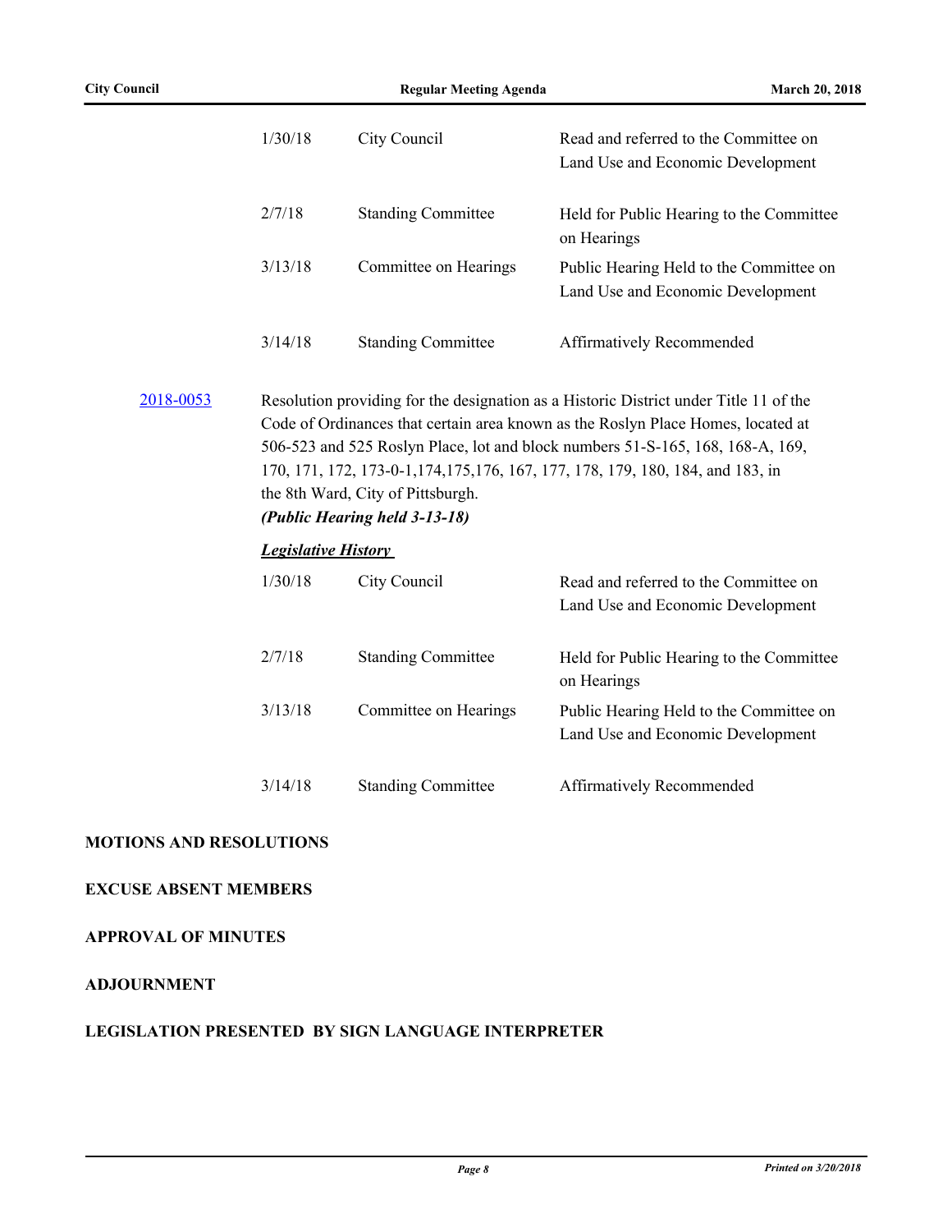| | | |
|---|---|---|
| 1/30/18 | City Council | Read and referred to the Committee on Land Use and Economic Development |
| 2/7/18 | Standing Committee | Held for Public Hearing to the Committee on Hearings |
| 3/13/18 | Committee on Hearings | Public Hearing Held to the Committee on Land Use and Economic Development |
| 3/14/18 | Standing Committee | Affirmatively Recommended |

[2018-0053](2018-0053)

Resolution providing for the designation as a Historic District under Title 11 of the Code of Ordinances that certain area known as the Roslyn Place Homes, located at 506-523 and 525 Roslyn Place, lot and block numbers 51-S-165, 168, 168-A, 169, 170, 171, 172, 173-0-1,174,175,176, 167, 177, 178, 179, 180, 184, and 183, in the 8th Ward, City of Pittsburgh.
***(Public Hearing held 3-13-18)***

***Legislative History***

| | | |
|---|---|---|
| 1/30/18 | City Council | Read and referred to the Committee on Land Use and Economic Development |
| 2/7/18 | Standing Committee | Held for Public Hearing to the Committee on Hearings |
| 3/13/18 | Committee on Hearings | Public Hearing Held to the Committee on Land Use and Economic Development |
| 3/14/18 | Standing Committee | Affirmatively Recommended |

**MOTIONS AND RESOLUTIONS**

**EXCUSE ABSENT MEMBERS**

**APPROVAL OF MINUTES**

**ADJOURNMENT**

**LEGISLATION PRESENTED BY SIGN LANGUAGE INTERPRETER**